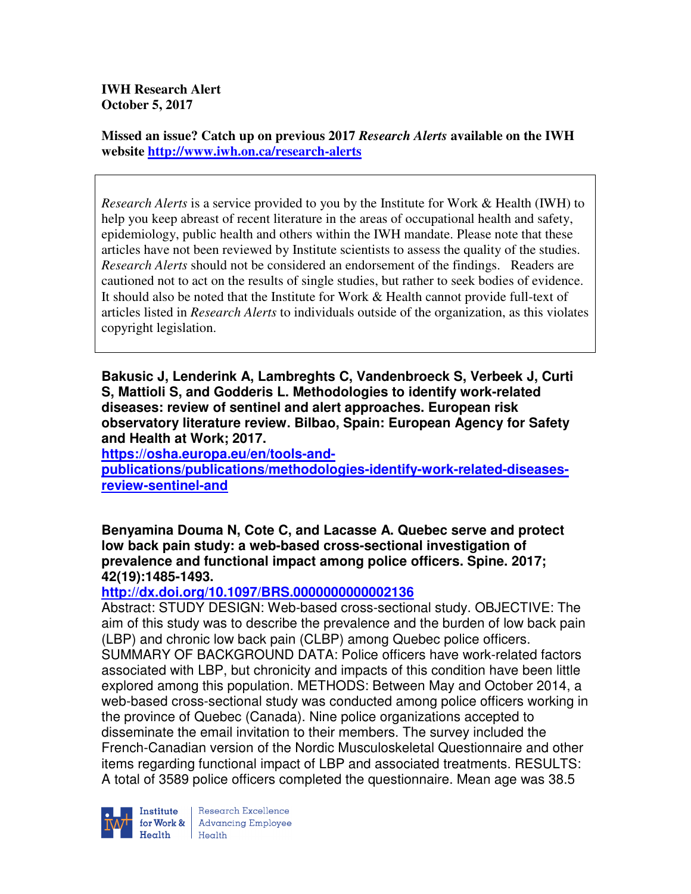**IWH Research Alert**
**October 5, 2017**

**Missed an issue? Catch up on previous 2017 *Research Alerts* available on the IWH website [http://www.iwh.on.ca/research-alerts](http://www.iwh.on.ca/research-alerts)**

*Research Alerts* is a service provided to you by the Institute for Work & Health (IWH) to help you keep abreast of recent literature in the areas of occupational health and safety, epidemiology, public health and others within the IWH mandate. Please note that these articles have not been reviewed by Institute scientists to assess the quality of the studies. *Research Alerts* should not be considered an endorsement of the findings. Readers are cautioned not to act on the results of single studies, but rather to seek bodies of evidence. It should also be noted that the Institute for Work & Health cannot provide full-text of articles listed in *Research Alerts* to individuals outside of the organization, as this violates copyright legislation.

**Bakusic J, Lenderink A, Lambreghts C, Vandenbroeck S, Verbeek J, Curti S, Mattioli S, and Godderis L. Methodologies to identify work-related diseases: review of sentinel and alert approaches. European risk observatory literature review. Bilbao, Spain: European Agency for Safety and Health at Work; 2017.**
**[https://osha.europa.eu/en/tools-and-publications/publications/methodologies-identify-work-related-diseases-review-sentinel-and](https://osha.europa.eu/en/tools-and-publications/publications/methodologies-identify-work-related-diseases-review-sentinel-and)**

**Benyamina Douma N, Cote C, and Lacasse A. Quebec serve and protect low back pain study: a web-based cross-sectional investigation of prevalence and functional impact among police officers. Spine. 2017; 42(19):1485-1493.**
**[http://dx.doi.org/10.1097/BRS.0000000000002136](http://dx.doi.org/10.1097/BRS.0000000000002136)**
Abstract: STUDY DESIGN: Web-based cross-sectional study. OBJECTIVE: The aim of this study was to describe the prevalence and the burden of low back pain (LBP) and chronic low back pain (CLBP) among Quebec police officers. SUMMARY OF BACKGROUND DATA: Police officers have work-related factors associated with LBP, but chronicity and impacts of this condition have been little explored among this population. METHODS: Between May and October 2014, a web-based cross-sectional study was conducted among police officers working in the province of Quebec (Canada). Nine police organizations accepted to disseminate the email invitation to their members. The survey included the French-Canadian version of the Nordic Musculoskeletal Questionnaire and other items regarding functional impact of LBP and associated treatments. RESULTS: A total of 3589 police officers completed the questionnaire. Mean age was 38.5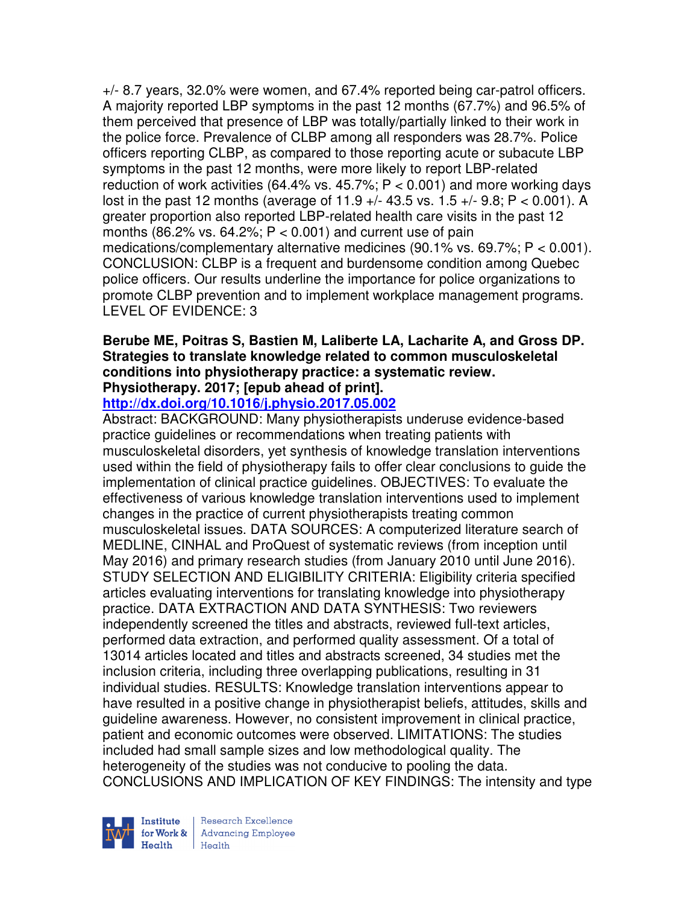+/- 8.7 years, 32.0% were women, and 67.4% reported being car-patrol officers. A majority reported LBP symptoms in the past 12 months (67.7%) and 96.5% of them perceived that presence of LBP was totally/partially linked to their work in the police force. Prevalence of CLBP among all responders was 28.7%. Police officers reporting CLBP, as compared to those reporting acute or subacute LBP symptoms in the past 12 months, were more likely to report LBP-related reduction of work activities (64.4% vs. 45.7%; $P < 0.001$) and more working days lost in the past 12 months (average of 11.9 +/- 43.5 vs. 1.5 +/- 9.8; $P < 0.001$). A greater proportion also reported LBP-related health care visits in the past 12 months (86.2% vs. 64.2%; $P < 0.001$) and current use of pain medications/complementary alternative medicines (90.1% vs. 69.7%; $P < 0.001$). CONCLUSION: CLBP is a frequent and burdensome condition among Quebec police officers. Our results underline the importance for police organizations to promote CLBP prevention and to implement workplace management programs. LEVEL OF EVIDENCE: 3

**Berube ME, Poitras S, Bastien M, Laliberte LA, Lacharite A, and Gross DP. Strategies to translate knowledge related to common musculoskeletal conditions into physiotherapy practice: a systematic review. Physiotherapy. 2017; [epub ahead of print].**
**http://dx.doi.org/10.1016/j.physio.2017.05.002**

Abstract: BACKGROUND: Many physiotherapists underuse evidence-based practice guidelines or recommendations when treating patients with musculoskeletal disorders, yet synthesis of knowledge translation interventions used within the field of physiotherapy fails to offer clear conclusions to guide the implementation of clinical practice guidelines. OBJECTIVES: To evaluate the effectiveness of various knowledge translation interventions used to implement changes in the practice of current physiotherapists treating common musculoskeletal issues. DATA SOURCES: A computerized literature search of MEDLINE, CINHAL and ProQuest of systematic reviews (from inception until May 2016) and primary research studies (from January 2010 until June 2016). STUDY SELECTION AND ELIGIBILITY CRITERIA: Eligibility criteria specified articles evaluating interventions for translating knowledge into physiotherapy practice. DATA EXTRACTION AND DATA SYNTHESIS: Two reviewers independently screened the titles and abstracts, reviewed full-text articles, performed data extraction, and performed quality assessment. Of a total of 13014 articles located and titles and abstracts screened, 34 studies met the inclusion criteria, including three overlapping publications, resulting in 31 individual studies. RESULTS: Knowledge translation interventions appear to have resulted in a positive change in physiotherapist beliefs, attitudes, skills and guideline awareness. However, no consistent improvement in clinical practice, patient and economic outcomes were observed. LIMITATIONS: The studies included had small sample sizes and low methodological quality. The heterogeneity of the studies was not conducive to pooling the data. CONCLUSIONS AND IMPLICATION OF KEY FINDINGS: The intensity and type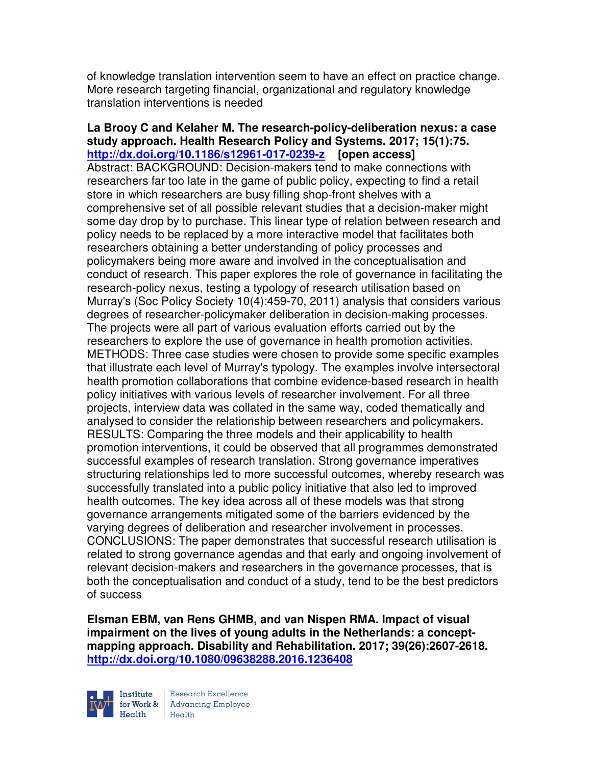of knowledge translation intervention seem to have an effect on practice change. More research targeting financial, organizational and regulatory knowledge translation interventions is needed

**La Brooy C and Kelaher M. The research-policy-deliberation nexus: a case study approach. Health Research Policy and Systems. 2017; 15(1):75. http://dx.doi.org/10.1186/s12961-017-0239-z [open access]**
Abstract: BACKGROUND: Decision-makers tend to make connections with researchers far too late in the game of public policy, expecting to find a retail store in which researchers are busy filling shop-front shelves with a comprehensive set of all possible relevant studies that a decision-maker might some day drop by to purchase. This linear type of relation between research and policy needs to be replaced by a more interactive model that facilitates both researchers obtaining a better understanding of policy processes and policymakers being more aware and involved in the conceptualisation and conduct of research. This paper explores the role of governance in facilitating the research-policy nexus, testing a typology of research utilisation based on Murray's (Soc Policy Society 10(4):459-70, 2011) analysis that considers various degrees of researcher-policymaker deliberation in decision-making processes. The projects were all part of various evaluation efforts carried out by the researchers to explore the use of governance in health promotion activities. METHODS: Three case studies were chosen to provide some specific examples that illustrate each level of Murray's typology. The examples involve intersectoral health promotion collaborations that combine evidence-based research in health policy initiatives with various levels of researcher involvement. For all three projects, interview data was collated in the same way, coded thematically and analysed to consider the relationship between researchers and policymakers. RESULTS: Comparing the three models and their applicability to health promotion interventions, it could be observed that all programmes demonstrated successful examples of research translation. Strong governance imperatives structuring relationships led to more successful outcomes, whereby research was successfully translated into a public policy initiative that also led to improved health outcomes. The key idea across all of these models was that strong governance arrangements mitigated some of the barriers evidenced by the varying degrees of deliberation and researcher involvement in processes. CONCLUSIONS: The paper demonstrates that successful research utilisation is related to strong governance agendas and that early and ongoing involvement of relevant decision-makers and researchers in the governance processes, that is both the conceptualisation and conduct of a study, tend to be the best predictors of success

**Elsman EBM, van Rens GHMB, and van Nispen RMA. Impact of visual impairment on the lives of young adults in the Netherlands: a concept-mapping approach. Disability and Rehabilitation. 2017; 39(26):2607-2618. http://dx.doi.org/10.1080/09638288.2016.1236408**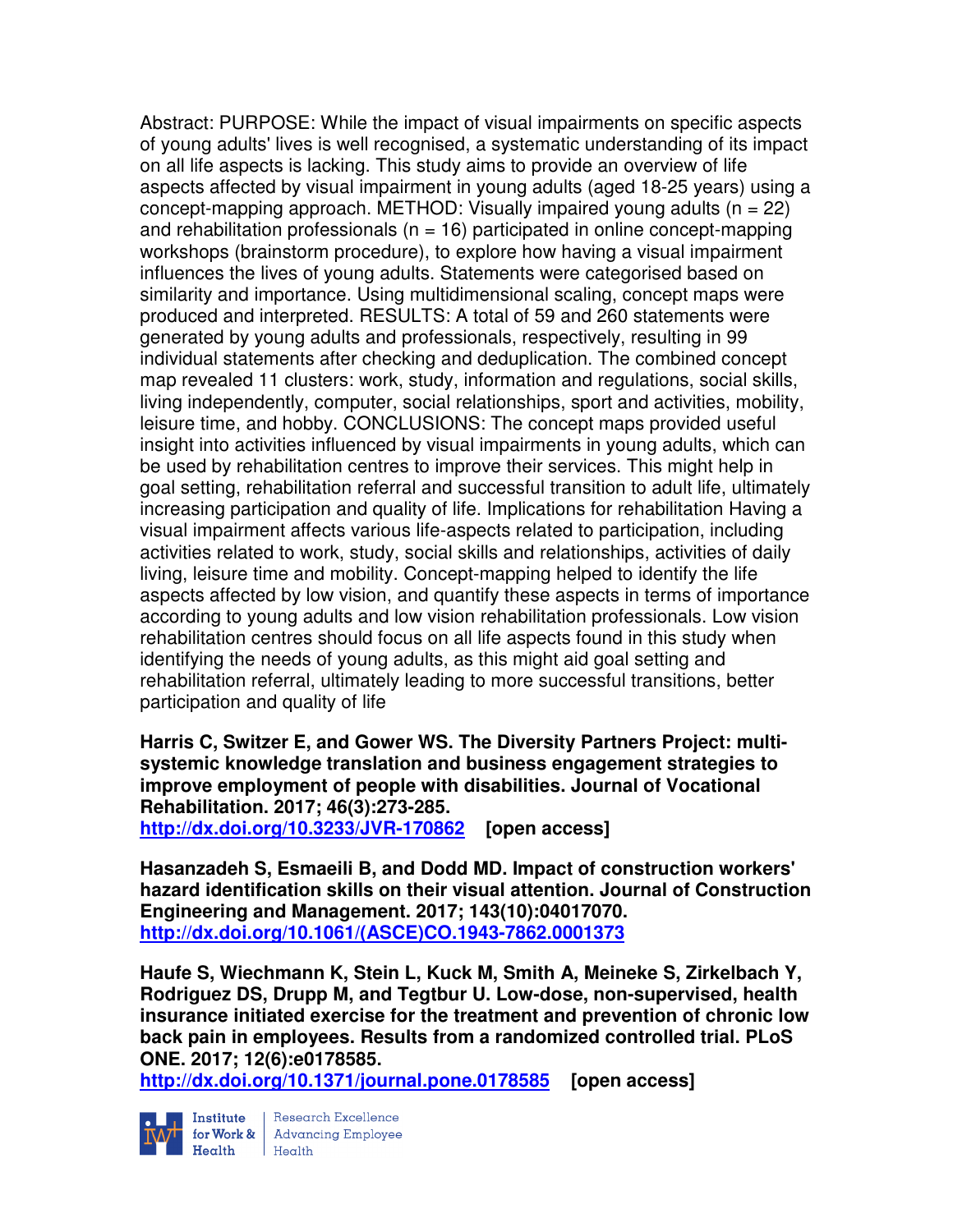Abstract: PURPOSE: While the impact of visual impairments on specific aspects of young adults' lives is well recognised, a systematic understanding of its impact on all life aspects is lacking. This study aims to provide an overview of life aspects affected by visual impairment in young adults (aged 18-25 years) using a concept-mapping approach. METHOD: Visually impaired young adults (n = 22) and rehabilitation professionals (n = 16) participated in online concept-mapping workshops (brainstorm procedure), to explore how having a visual impairment influences the lives of young adults. Statements were categorised based on similarity and importance. Using multidimensional scaling, concept maps were produced and interpreted. RESULTS: A total of 59 and 260 statements were generated by young adults and professionals, respectively, resulting in 99 individual statements after checking and deduplication. The combined concept map revealed 11 clusters: work, study, information and regulations, social skills, living independently, computer, social relationships, sport and activities, mobility, leisure time, and hobby. CONCLUSIONS: The concept maps provided useful insight into activities influenced by visual impairments in young adults, which can be used by rehabilitation centres to improve their services. This might help in goal setting, rehabilitation referral and successful transition to adult life, ultimately increasing participation and quality of life. Implications for rehabilitation Having a visual impairment affects various life-aspects related to participation, including activities related to work, study, social skills and relationships, activities of daily living, leisure time and mobility. Concept-mapping helped to identify the life aspects affected by low vision, and quantify these aspects in terms of importance according to young adults and low vision rehabilitation professionals. Low vision rehabilitation centres should focus on all life aspects found in this study when identifying the needs of young adults, as this might aid goal setting and rehabilitation referral, ultimately leading to more successful transitions, better participation and quality of life

**Harris C, Switzer E, and Gower WS. The Diversity Partners Project: multi-systemic knowledge translation and business engagement strategies to improve employment of people with disabilities. Journal of Vocational Rehabilitation. 2017; 46(3):273-285.**
**http://dx.doi.org/10.3233/JVR-170862** **[open access]**

**Hasanzadeh S, Esmaeili B, and Dodd MD. Impact of construction workers' hazard identification skills on their visual attention. Journal of Construction Engineering and Management. 2017; 143(10):04017070.**
**http://dx.doi.org/10.1061/(ASCE)CO.1943-7862.0001373**

**Haufe S, Wiechmann K, Stein L, Kuck M, Smith A, Meineke S, Zirkelbach Y, Rodriguez DS, Drupp M, and Tegtbur U. Low-dose, non-supervised, health insurance initiated exercise for the treatment and prevention of chronic low back pain in employees. Results from a randomized controlled trial. PLoS ONE. 2017; 12(6):e0178585.**
**http://dx.doi.org/10.1371/journal.pone.0178585** **[open access]**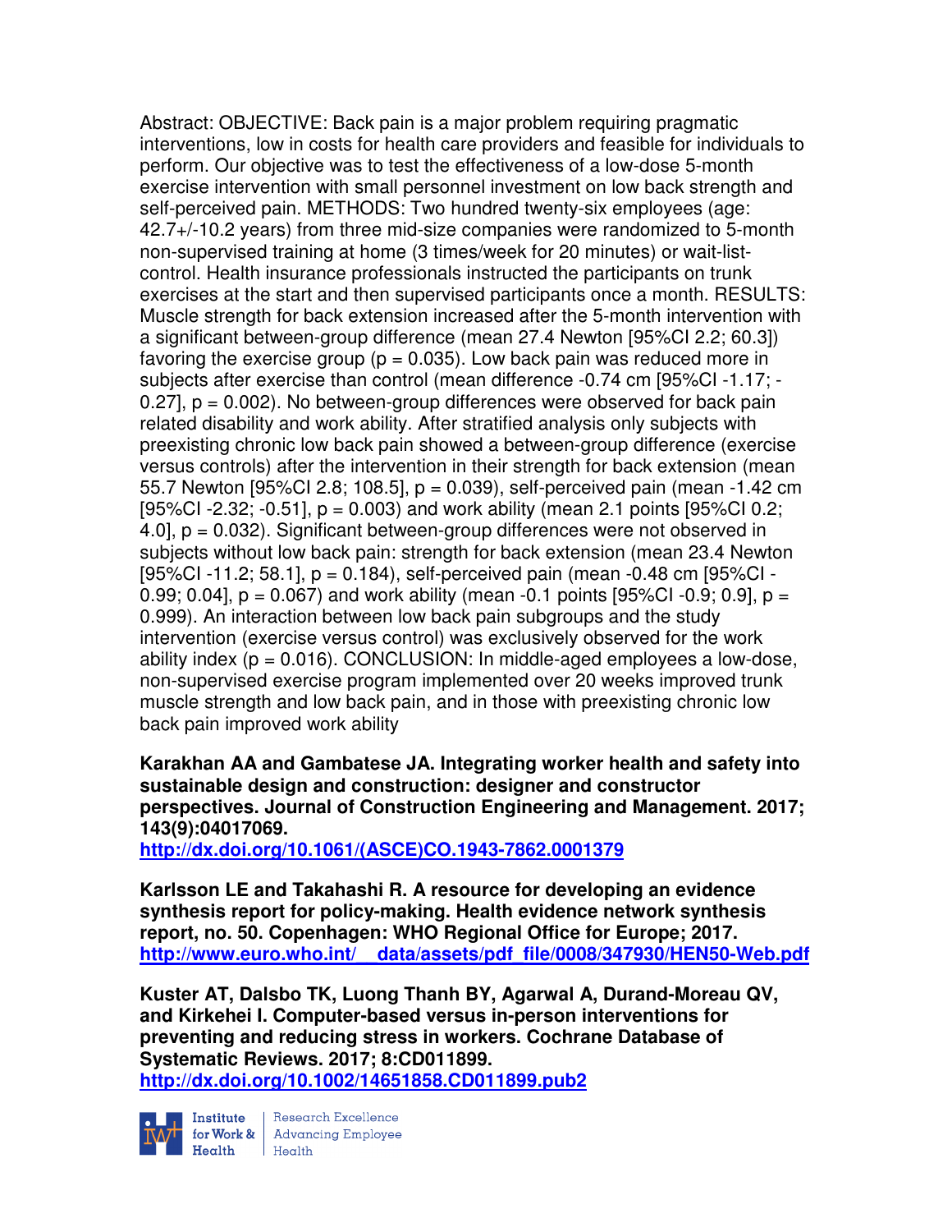Abstract: OBJECTIVE: Back pain is a major problem requiring pragmatic interventions, low in costs for health care providers and feasible for individuals to perform. Our objective was to test the effectiveness of a low-dose 5-month exercise intervention with small personnel investment on low back strength and self-perceived pain. METHODS: Two hundred twenty-six employees (age: 42.7+/-10.2 years) from three mid-size companies were randomized to 5-month non-supervised training at home (3 times/week for 20 minutes) or wait-list-control. Health insurance professionals instructed the participants on trunk exercises at the start and then supervised participants once a month. RESULTS: Muscle strength for back extension increased after the 5-month intervention with a significant between-group difference (mean 27.4 Newton [95%CI 2.2; 60.3]) favoring the exercise group (p = 0.035). Low back pain was reduced more in subjects after exercise than control (mean difference -0.74 cm [95%CI -1.17; -0.27], p = 0.002). No between-group differences were observed for back pain related disability and work ability. After stratified analysis only subjects with preexisting chronic low back pain showed a between-group difference (exercise versus controls) after the intervention in their strength for back extension (mean 55.7 Newton [95%CI 2.8; 108.5], p = 0.039), self-perceived pain (mean -1.42 cm [95%CI -2.32; -0.51], p = 0.003) and work ability (mean 2.1 points [95%CI 0.2; 4.0], p = 0.032). Significant between-group differences were not observed in subjects without low back pain: strength for back extension (mean 23.4 Newton [95%CI -11.2; 58.1], p = 0.184), self-perceived pain (mean -0.48 cm [95%CI -0.99; 0.04], p = 0.067) and work ability (mean -0.1 points [95%CI -0.9; 0.9], p = 0.999). An interaction between low back pain subgroups and the study intervention (exercise versus control) was exclusively observed for the work ability index (p = 0.016). CONCLUSION: In middle-aged employees a low-dose, non-supervised exercise program implemented over 20 weeks improved trunk muscle strength and low back pain, and in those with preexisting chronic low back pain improved work ability

**Karakhan AA and Gambatese JA. Integrating worker health and safety into sustainable design and construction: designer and constructor perspectives. Journal of Construction Engineering and Management. 2017; 143(9):04017069.**
**http://dx.doi.org/10.1061/(ASCE)CO.1943-7862.0001379**

**Karlsson LE and Takahashi R. A resource for developing an evidence synthesis report for policy-making. Health evidence network synthesis report, no. 50. Copenhagen: WHO Regional Office for Europe; 2017.**
**http://www.euro.who.int/__data/assets/pdf_file/0008/347930/HEN50-Web.pdf**

**Kuster AT, Dalsbo TK, Luong Thanh BY, Agarwal A, Durand-Moreau QV, and Kirkehei I. Computer-based versus in-person interventions for preventing and reducing stress in workers. Cochrane Database of Systematic Reviews. 2017; 8:CD011899.**
**http://dx.doi.org/10.1002/14651858.CD011899.pub2**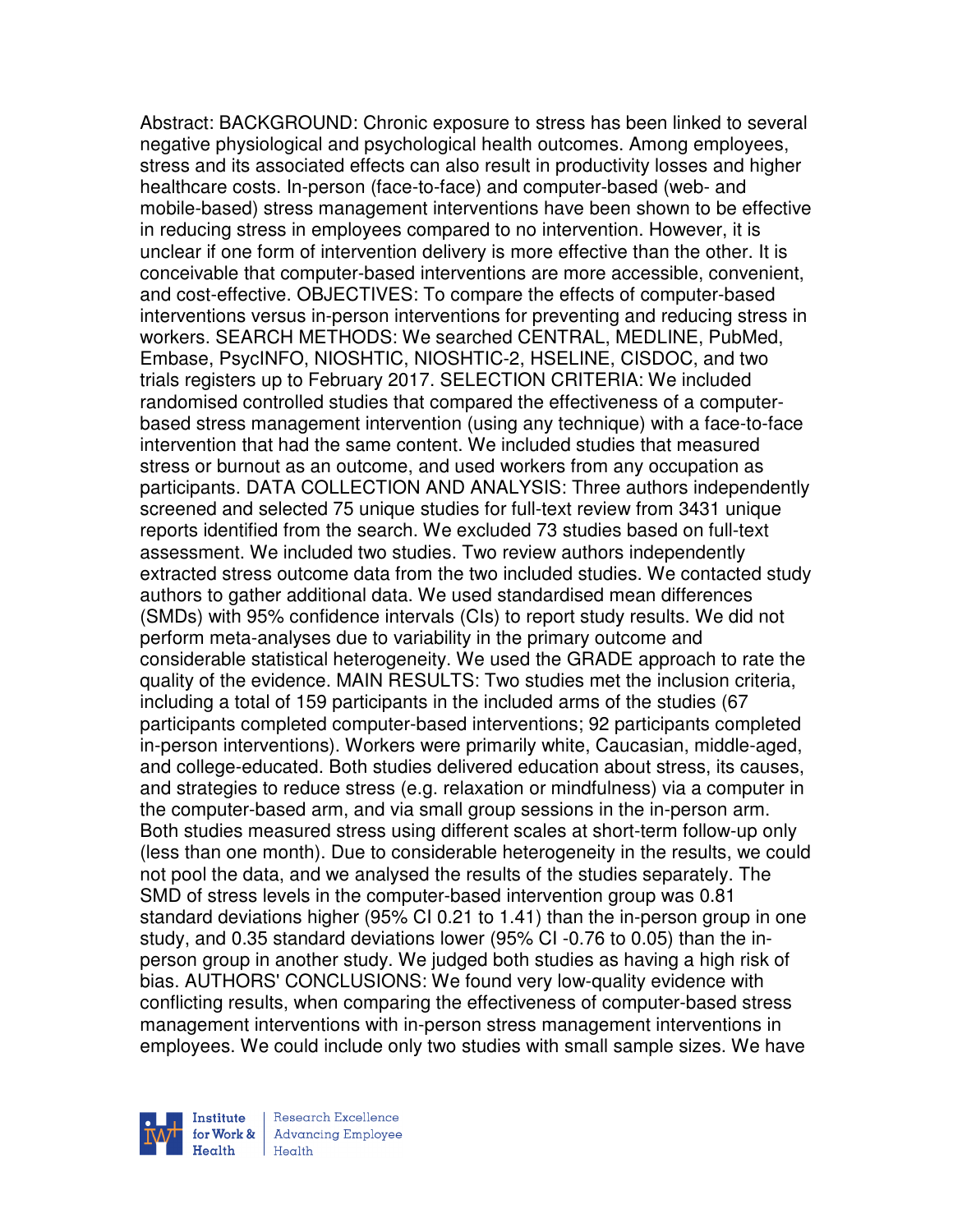Abstract: BACKGROUND: Chronic exposure to stress has been linked to several negative physiological and psychological health outcomes. Among employees, stress and its associated effects can also result in productivity losses and higher healthcare costs. In-person (face-to-face) and computer-based (web- and mobile-based) stress management interventions have been shown to be effective in reducing stress in employees compared to no intervention. However, it is unclear if one form of intervention delivery is more effective than the other. It is conceivable that computer-based interventions are more accessible, convenient, and cost-effective. OBJECTIVES: To compare the effects of computer-based interventions versus in-person interventions for preventing and reducing stress in workers. SEARCH METHODS: We searched CENTRAL, MEDLINE, PubMed, Embase, PsycINFO, NIOSHTIC, NIOSHTIC-2, HSELINE, CISDOC, and two trials registers up to February 2017. SELECTION CRITERIA: We included randomised controlled studies that compared the effectiveness of a computer-based stress management intervention (using any technique) with a face-to-face intervention that had the same content. We included studies that measured stress or burnout as an outcome, and used workers from any occupation as participants. DATA COLLECTION AND ANALYSIS: Three authors independently screened and selected 75 unique studies for full-text review from 3431 unique reports identified from the search. We excluded 73 studies based on full-text assessment. We included two studies. Two review authors independently extracted stress outcome data from the two included studies. We contacted study authors to gather additional data. We used standardised mean differences (SMDs) with 95% confidence intervals (CIs) to report study results. We did not perform meta-analyses due to variability in the primary outcome and considerable statistical heterogeneity. We used the GRADE approach to rate the quality of the evidence. MAIN RESULTS: Two studies met the inclusion criteria, including a total of 159 participants in the included arms of the studies (67 participants completed computer-based interventions; 92 participants completed in-person interventions). Workers were primarily white, Caucasian, middle-aged, and college-educated. Both studies delivered education about stress, its causes, and strategies to reduce stress (e.g. relaxation or mindfulness) via a computer in the computer-based arm, and via small group sessions in the in-person arm. Both studies measured stress using different scales at short-term follow-up only (less than one month). Due to considerable heterogeneity in the results, we could not pool the data, and we analysed the results of the studies separately. The SMD of stress levels in the computer-based intervention group was 0.81 standard deviations higher (95% CI 0.21 to 1.41) than the in-person group in one study, and 0.35 standard deviations lower (95% CI -0.76 to 0.05) than the in-person group in another study. We judged both studies as having a high risk of bias. AUTHORS' CONCLUSIONS: We found very low-quality evidence with conflicting results, when comparing the effectiveness of computer-based stress management interventions with in-person stress management interventions in employees. We could include only two studies with small sample sizes. We have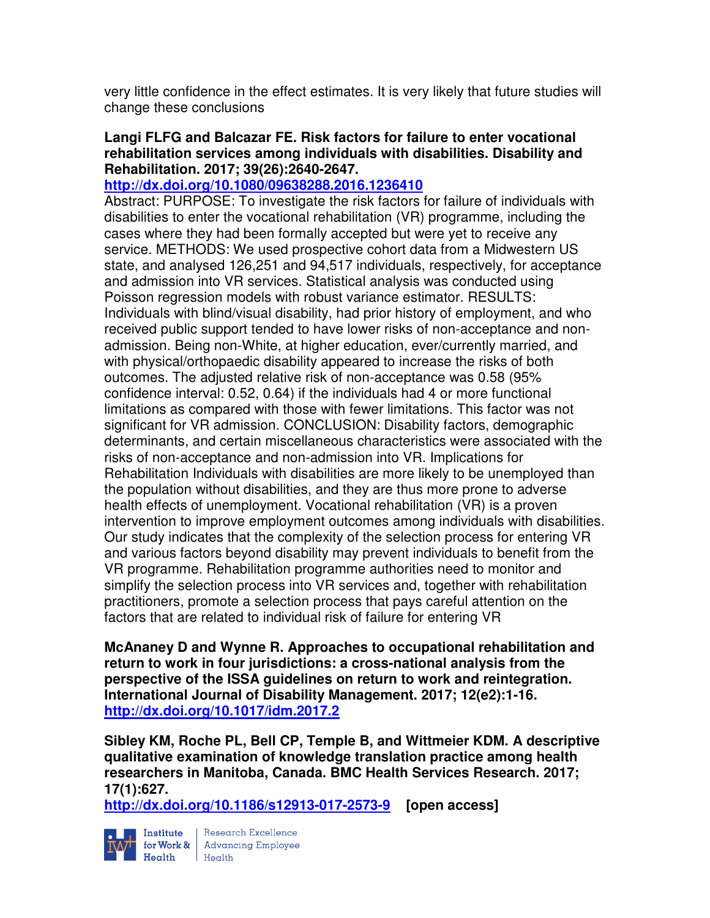very little confidence in the effect estimates. It is very likely that future studies will change these conclusions

**Langi FLFG and Balcazar FE. Risk factors for failure to enter vocational rehabilitation services among individuals with disabilities. Disability and Rehabilitation. 2017; 39(26):2640-2647.**
**http://dx.doi.org/10.1080/09638288.2016.1236410**
Abstract: PURPOSE: To investigate the risk factors for failure of individuals with disabilities to enter the vocational rehabilitation (VR) programme, including the cases where they had been formally accepted but were yet to receive any service. METHODS: We used prospective cohort data from a Midwestern US state, and analysed 126,251 and 94,517 individuals, respectively, for acceptance and admission into VR services. Statistical analysis was conducted using Poisson regression models with robust variance estimator. RESULTS: Individuals with blind/visual disability, had prior history of employment, and who received public support tended to have lower risks of non-acceptance and non-admission. Being non-White, at higher education, ever/currently married, and with physical/orthopaedic disability appeared to increase the risks of both outcomes. The adjusted relative risk of non-acceptance was 0.58 (95% confidence interval: 0.52, 0.64) if the individuals had 4 or more functional limitations as compared with those with fewer limitations. This factor was not significant for VR admission. CONCLUSION: Disability factors, demographic determinants, and certain miscellaneous characteristics were associated with the risks of non-acceptance and non-admission into VR. Implications for Rehabilitation Individuals with disabilities are more likely to be unemployed than the population without disabilities, and they are thus more prone to adverse health effects of unemployment. Vocational rehabilitation (VR) is a proven intervention to improve employment outcomes among individuals with disabilities. Our study indicates that the complexity of the selection process for entering VR and various factors beyond disability may prevent individuals to benefit from the VR programme. Rehabilitation programme authorities need to monitor and simplify the selection process into VR services and, together with rehabilitation practitioners, promote a selection process that pays careful attention on the factors that are related to individual risk of failure for entering VR

**McAnaney D and Wynne R. Approaches to occupational rehabilitation and return to work in four jurisdictions: a cross-national analysis from the perspective of the ISSA guidelines on return to work and reintegration. International Journal of Disability Management. 2017; 12(e2):1-16.**
**http://dx.doi.org/10.1017/idm.2017.2**

**Sibley KM, Roche PL, Bell CP, Temple B, and Wittmeier KDM. A descriptive qualitative examination of knowledge translation practice among health researchers in Manitoba, Canada. BMC Health Services Research. 2017; 17(1):627.**
**http://dx.doi.org/10.1186/s12913-017-2573-9** **[open access]**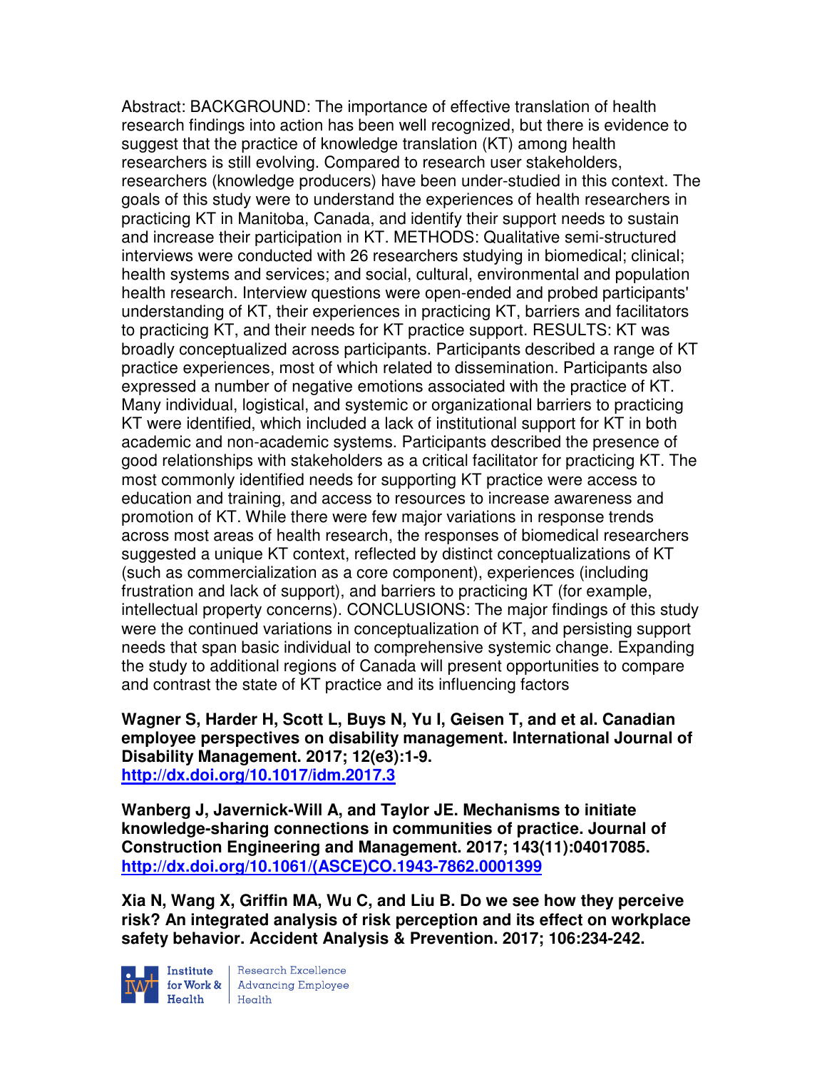Abstract: BACKGROUND: The importance of effective translation of health research findings into action has been well recognized, but there is evidence to suggest that the practice of knowledge translation (KT) among health researchers is still evolving. Compared to research user stakeholders, researchers (knowledge producers) have been under-studied in this context. The goals of this study were to understand the experiences of health researchers in practicing KT in Manitoba, Canada, and identify their support needs to sustain and increase their participation in KT. METHODS: Qualitative semi-structured interviews were conducted with 26 researchers studying in biomedical; clinical; health systems and services; and social, cultural, environmental and population health research. Interview questions were open-ended and probed participants' understanding of KT, their experiences in practicing KT, barriers and facilitators to practicing KT, and their needs for KT practice support. RESULTS: KT was broadly conceptualized across participants. Participants described a range of KT practice experiences, most of which related to dissemination. Participants also expressed a number of negative emotions associated with the practice of KT. Many individual, logistical, and systemic or organizational barriers to practicing KT were identified, which included a lack of institutional support for KT in both academic and non-academic systems. Participants described the presence of good relationships with stakeholders as a critical facilitator for practicing KT. The most commonly identified needs for supporting KT practice were access to education and training, and access to resources to increase awareness and promotion of KT. While there were few major variations in response trends across most areas of health research, the responses of biomedical researchers suggested a unique KT context, reflected by distinct conceptualizations of KT (such as commercialization as a core component), experiences (including frustration and lack of support), and barriers to practicing KT (for example, intellectual property concerns). CONCLUSIONS: The major findings of this study were the continued variations in conceptualization of KT, and persisting support needs that span basic individual to comprehensive systemic change. Expanding the study to additional regions of Canada will present opportunities to compare and contrast the state of KT practice and its influencing factors

**Wagner S, Harder H, Scott L, Buys N, Yu I, Geisen T, and et al. Canadian employee perspectives on disability management. International Journal of Disability Management. 2017; 12(e3):1-9.**
**http://dx.doi.org/10.1017/idm.2017.3**

**Wanberg J, Javernick-Will A, and Taylor JE. Mechanisms to initiate knowledge-sharing connections in communities of practice. Journal of Construction Engineering and Management. 2017; 143(11):04017085.**
**http://dx.doi.org/10.1061/(ASCE)CO.1943-7862.0001399**

**Xia N, Wang X, Griffin MA, Wu C, and Liu B. Do we see how they perceive risk? An integrated analysis of risk perception and its effect on workplace safety behavior. Accident Analysis & Prevention. 2017; 106:234-242.**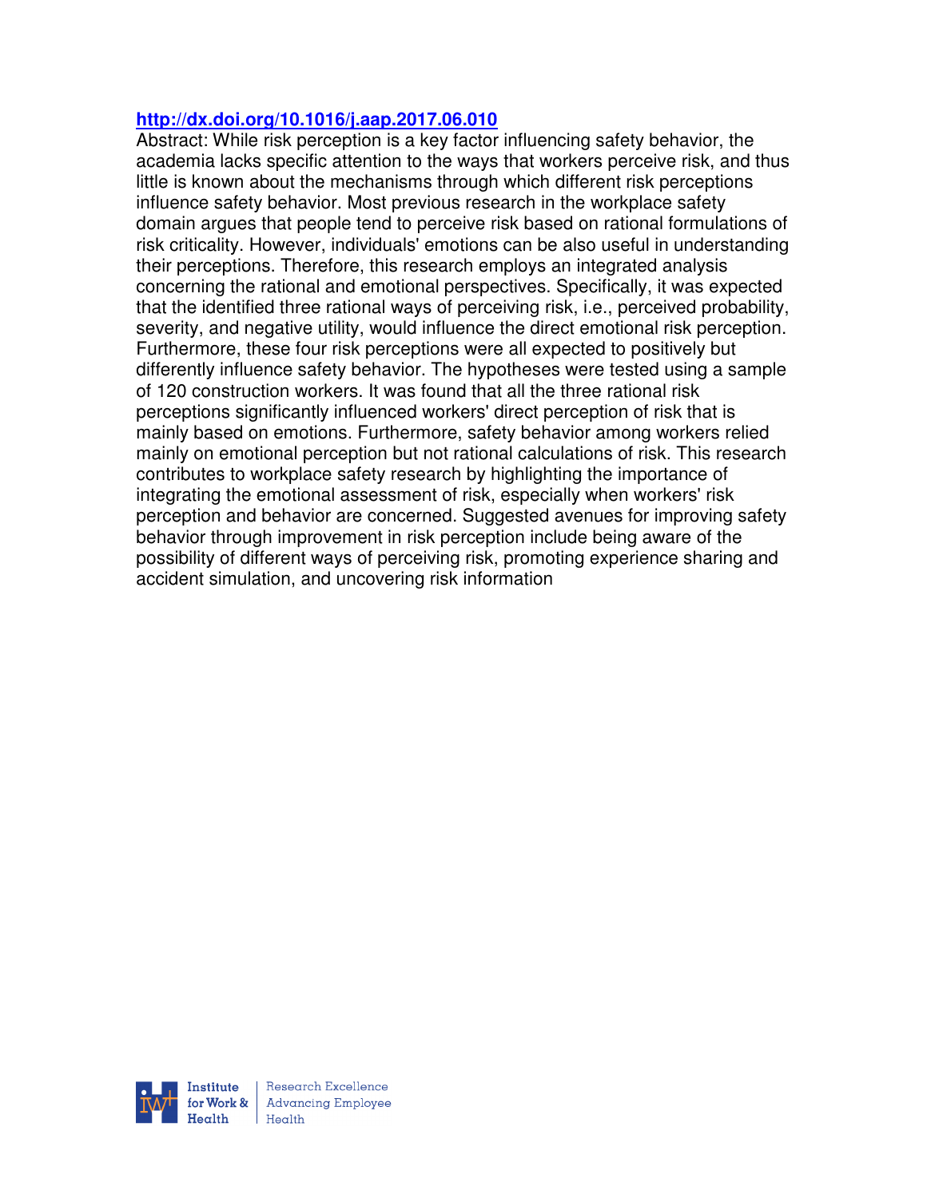**http://dx.doi.org/10.1016/j.aap.2017.06.010**

Abstract: While risk perception is a key factor influencing safety behavior, the academia lacks specific attention to the ways that workers perceive risk, and thus little is known about the mechanisms through which different risk perceptions influence safety behavior. Most previous research in the workplace safety domain argues that people tend to perceive risk based on rational formulations of risk criticality. However, individuals' emotions can be also useful in understanding their perceptions. Therefore, this research employs an integrated analysis concerning the rational and emotional perspectives. Specifically, it was expected that the identified three rational ways of perceiving risk, i.e., perceived probability, severity, and negative utility, would influence the direct emotional risk perception. Furthermore, these four risk perceptions were all expected to positively but differently influence safety behavior. The hypotheses were tested using a sample of 120 construction workers. It was found that all the three rational risk perceptions significantly influenced workers' direct perception of risk that is mainly based on emotions. Furthermore, safety behavior among workers relied mainly on emotional perception but not rational calculations of risk. This research contributes to workplace safety research by highlighting the importance of integrating the emotional assessment of risk, especially when workers' risk perception and behavior are concerned. Suggested avenues for improving safety behavior through improvement in risk perception include being aware of the possibility of different ways of perceiving risk, promoting experience sharing and accident simulation, and uncovering risk information